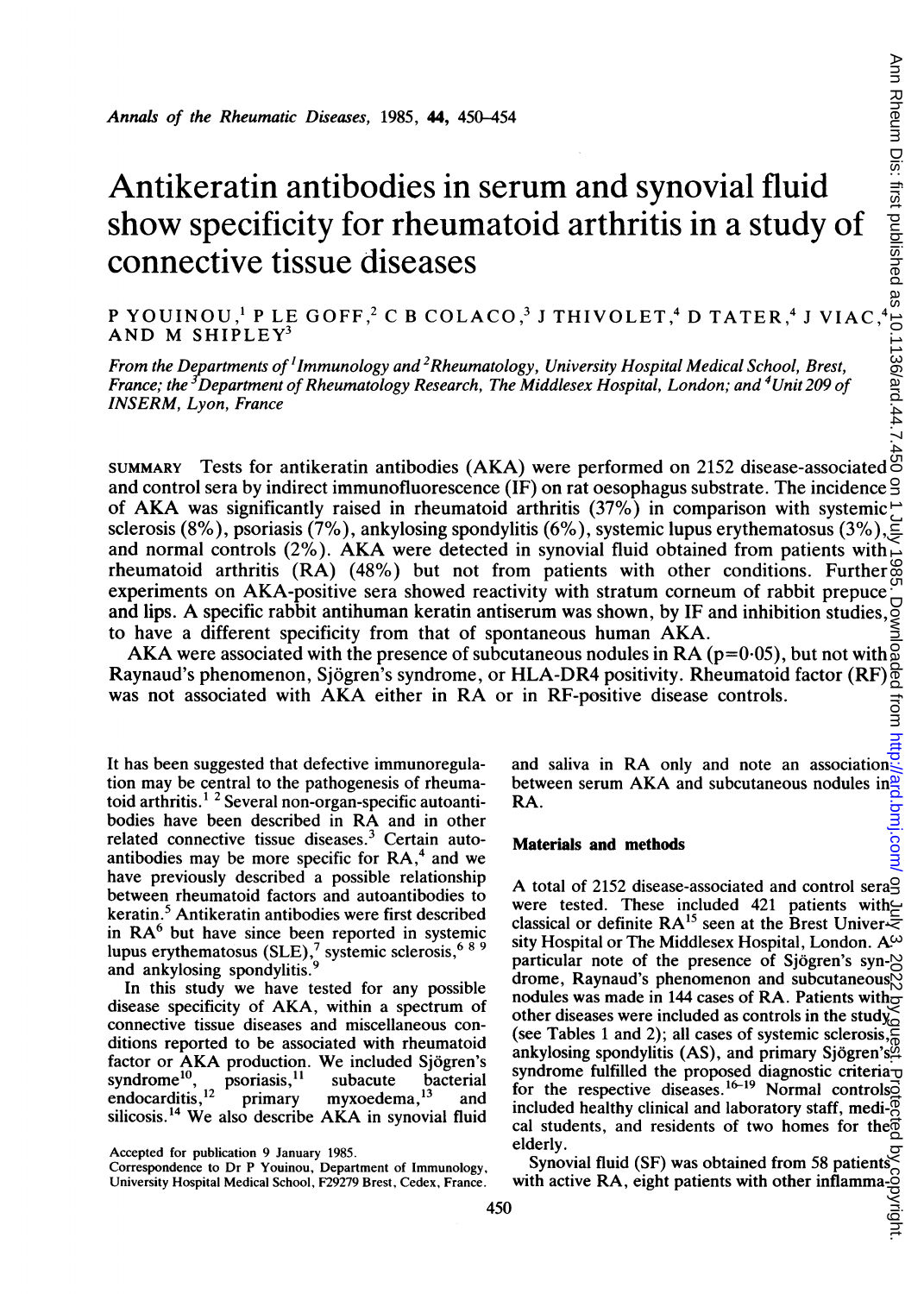# Antikeratin antibodies in serum and synovial fluid show specificity for rheumatoid arthritis in a study of connective tissue diseases

P YOUINOU,[1] P LE GOFF,[2] C B COLACO,[3] J THIVOLET,[4] D TATER,[4] J VIAC,[4] AND M SHIPLEY[3]

*From the Departments of [1]Immunology and [2]Rheumatology, University Hospital Medical School, Brest, France; the [3]Department of Rheumatology Research, The Middlesex Hospital, London; and [4]Unit 209 of INSERM, Lyon, France*

SUMMARY Tests for antikeratin antibodies (AKA) were performed on 2152 disease-associated and control sera by indirect immunofluorescence (IF) on rat oesophagus substrate. The incidence of AKA was significantly raised in rheumatoid arthritis (37%) in comparison with systemic sclerosis (8%), psoriasis (7%), ankylosing spondylitis (6%), systemic lupus erythematosus (3%), and normal controls (2%). AKA were detected in synovial fluid obtained from patients with rheumatoid arthritis (RA) (48%) but not from patients with other conditions. Further experiments on AKA-positive sera showed reactivity with stratum corneum of rabbit prepuce and lips. A specific rabbit antihuman keratin antiserum was shown, by IF and inhibition studies, to have a different specificity from that of spontaneous human AKA.

AKA were associated with the presence of subcutaneous nodules in RA ($p=0 \cdot 05$), but not with Raynaud's phenomenon, Sjögren's syndrome, or HLA-DR4 positivity. Rheumatoid factor (RF) was not associated with AKA either in RA or in RF-positive disease controls.

It has been suggested that defective immunoregulation may be central to the pathogenesis of rheumatoid arthritis.[1,2] Several non-organ-specific autoantibodies have been described in RA and in other related connective tissue diseases.[3] Certain autoantibodies may be more specific for RA,[4] and we have previously described a possible relationship between rheumatoid factors and autoantibodies to keratin.[5] Antikeratin antibodies were first described in RA[6] but have since been reported in systemic lupus erythematosus (SLE),[7] systemic sclerosis,[6,8,9] and ankylosing spondylitis.[9]

In this study we have tested for any possible disease specificity of AKA, within a spectrum of connective tissue diseases and miscellaneous conditions reported to be associated with rheumatoid factor or AKA production. We included Sjögren's syndrome[10], psoriasis,[11] subacute bacterial endocarditis,[12] primary myxoedema,[13] and silicosis.[14] We also describe AKA in synovial fluid and saliva in RA only and note an association between serum AKA and subcutaneous nodules in RA.

## Materials and methods

A total of 2152 disease-associated and control sera were tested. These included 421 patients with classical or definite RA[15] seen at the Brest University Hospital or The Middlesex Hospital, London. A particular note of the presence of Sjögren's syndrome, Raynaud's phenomenon and subcutaneous nodules was made in 144 cases of RA. Patients with other diseases were included as controls in the study (see Tables 1 and 2); all cases of systemic sclerosis, ankylosing spondylitis (AS), and primary Sjögren's syndrome fulfilled the proposed diagnostic criteria for the respective diseases.[16-19] Normal controls included healthy clinical and laboratory staff, medical students, and residents of two homes for the elderly.

Synovial fluid (SF) was obtained from 58 patients with active RA, eight patients with other inflamma-

Accepted for publication 9 January 1985.
Correspondence to Dr P Youinou, Department of Immunology, University Hospital Medical School, F29279 Brest, Cedex, France.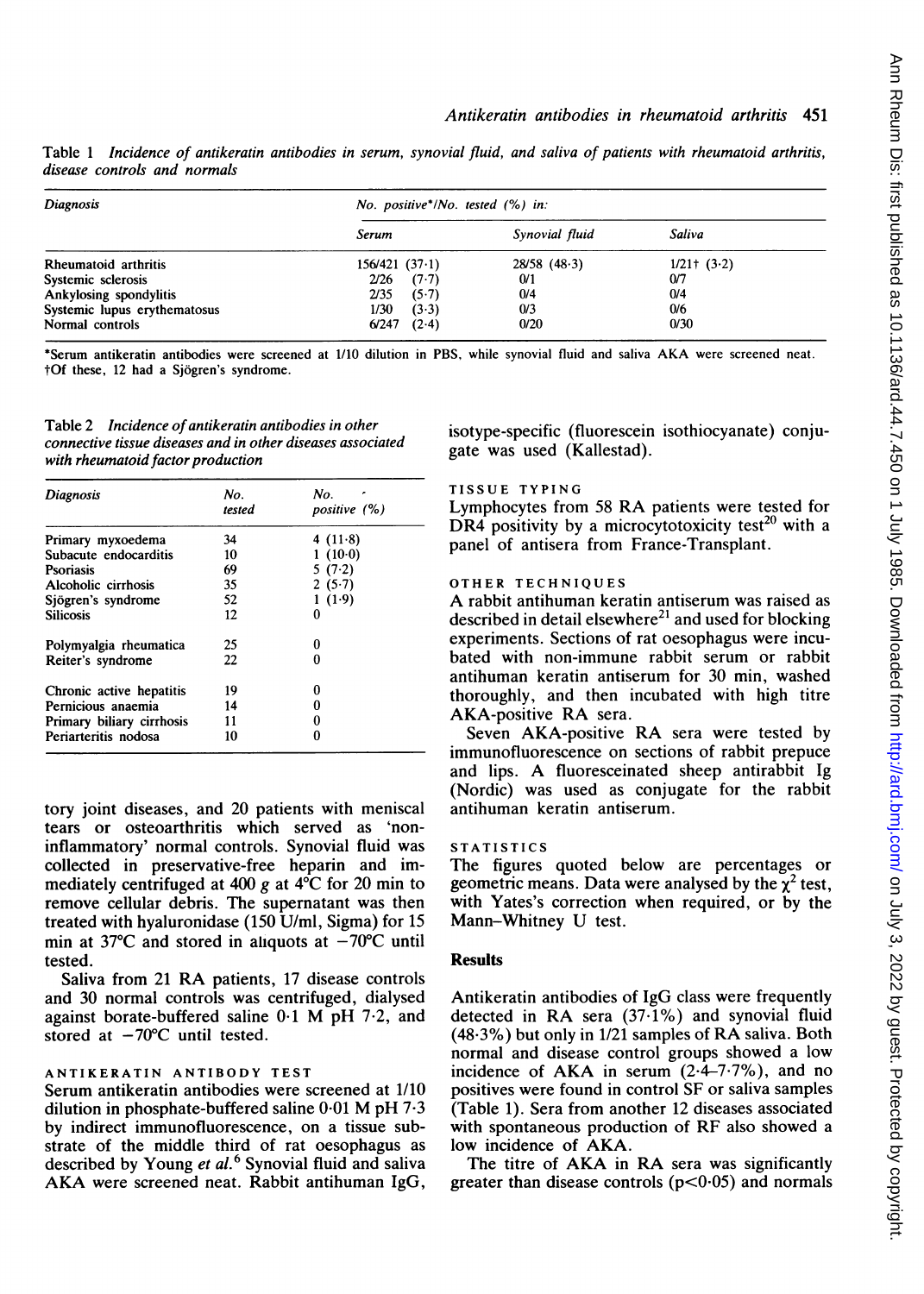Table 1 *Incidence of antikeratin antibodies in serum, synovial fluid, and saliva of patients with rheumatoid arthritis, disease controls and normals*

| *Diagnosis* | *No. positive\*/No. tested (%) in:* | | |
|---|---|---|---|
| | *Serum* | *Synovial fluid* | *Saliva* |
| Rheumatoid arthritis | 156/421 (37·1) | 28/58 (48·3) | 1/21† (3·2) |
| Systemic sclerosis | 2/26 (7·7) | 0/1 | 0/7 |
| Ankylosing spondylitis | 2/35 (5·7) | 0/4 | 0/4 |
| Systemic lupus erythematosus | 1/30 (3·3) | 0/3 | 0/6 |
| Normal controls | 6/247 (2·4) | 0/20 | 0/30 |

\*Serum antikeratin antibodies were screened at 1/10 dilution in PBS, while synovial fluid and saliva AKA were screened neat.
†Of these, 12 had a Sjögren's syndrome.

Table 2 *Incidence of antikeratin antibodies in other connective tissue diseases and in other diseases associated with rheumatoid factor production*

| *Diagnosis* | *No. tested* | *No. positive (%)* |
|---|---|---|
| Primary myxoedema | 34 | 4 (11·8) |
| Subacute endocarditis | 10 | 1 (10·0) |
| Psoriasis | 69 | 5 (7·2) |
| Alcoholic cirrhosis | 35 | 2 (5·7) |
| Sjögren's syndrome | 52 | 1 (1·9) |
| Silicosis | 12 | 0 |
| Polymyalgia rheumatica | 25 | 0 |
| Reiter's syndrome | 22 | 0 |
| Chronic active hepatitis | 19 | 0 |
| Pernicious anaemia | 14 | 0 |
| Primary biliary cirrhosis | 11 | 0 |
| Periarteritis nodosa | 10 | 0 |

tory joint diseases, and 20 patients with meniscal tears or osteoarthritis which served as 'non-inflammatory' normal controls. Synovial fluid was collected in preservative-free heparin and immediately centrifuged at 400 *g* at 4°C for 20 min to remove cellular debris. The supernatant was then treated with hyaluronidase (150 U/ml, Sigma) for 15 min at 37°C and stored in aliquots at −70°C until tested.

Saliva from 21 RA patients, 17 disease controls and 30 normal controls was centrifuged, dialysed against borate-buffered saline 0·1 M pH 7·2, and stored at −70°C until tested.

### ANTIKERATIN ANTIBODY TEST

Serum antikeratin antibodies were screened at 1/10 dilution in phosphate-buffered saline 0·01 M pH 7·3 by indirect immunofluorescence, on a tissue substrate of the middle third of rat oesophagus as described by Young *et al.*[6] Synovial fluid and saliva AKA were screened neat. Rabbit antihuman IgG, isotype-specific (fluorescein isothiocyanate) conjugate was used (Kallestad).

### TISSUE TYPING

Lymphocytes from 58 RA patients were tested for DR4 positivity by a microcytotoxicity test[20] with a panel of antisera from France-Transplant.

### OTHER TECHNIQUES

A rabbit antihuman keratin antiserum was raised as described in detail elsewhere[21] and used for blocking experiments. Sections of rat oesophagus were incubated with non-immune rabbit serum or rabbit antihuman keratin antiserum for 30 min, washed thoroughly, and then incubated with high titre AKA-positive RA sera.

Seven AKA-positive RA sera were tested by immunofluorescence on sections of rabbit prepuce and lips. A fluoresceinated sheep antirabbit Ig (Nordic) was used as conjugate for the rabbit antihuman keratin antiserum.

### STATISTICS

The figures quoted below are percentages or geometric means. Data were analysed by the $\chi^2$ test, with Yates's correction when required, or by the Mann–Whitney U test.

## Results

Antikeratin antibodies of IgG class were frequently detected in RA sera (37·1%) and synovial fluid (48·3%) but only in 1/21 samples of RA saliva. Both normal and disease control groups showed a low incidence of AKA in serum (2·4–7·7%), and no positives were found in control SF or saliva samples (Table 1). Sera from another 12 diseases associated with spontaneous production of RF also showed a low incidence of AKA.

The titre of AKA in RA sera was significantly greater than disease controls ($p<0·05$) and normals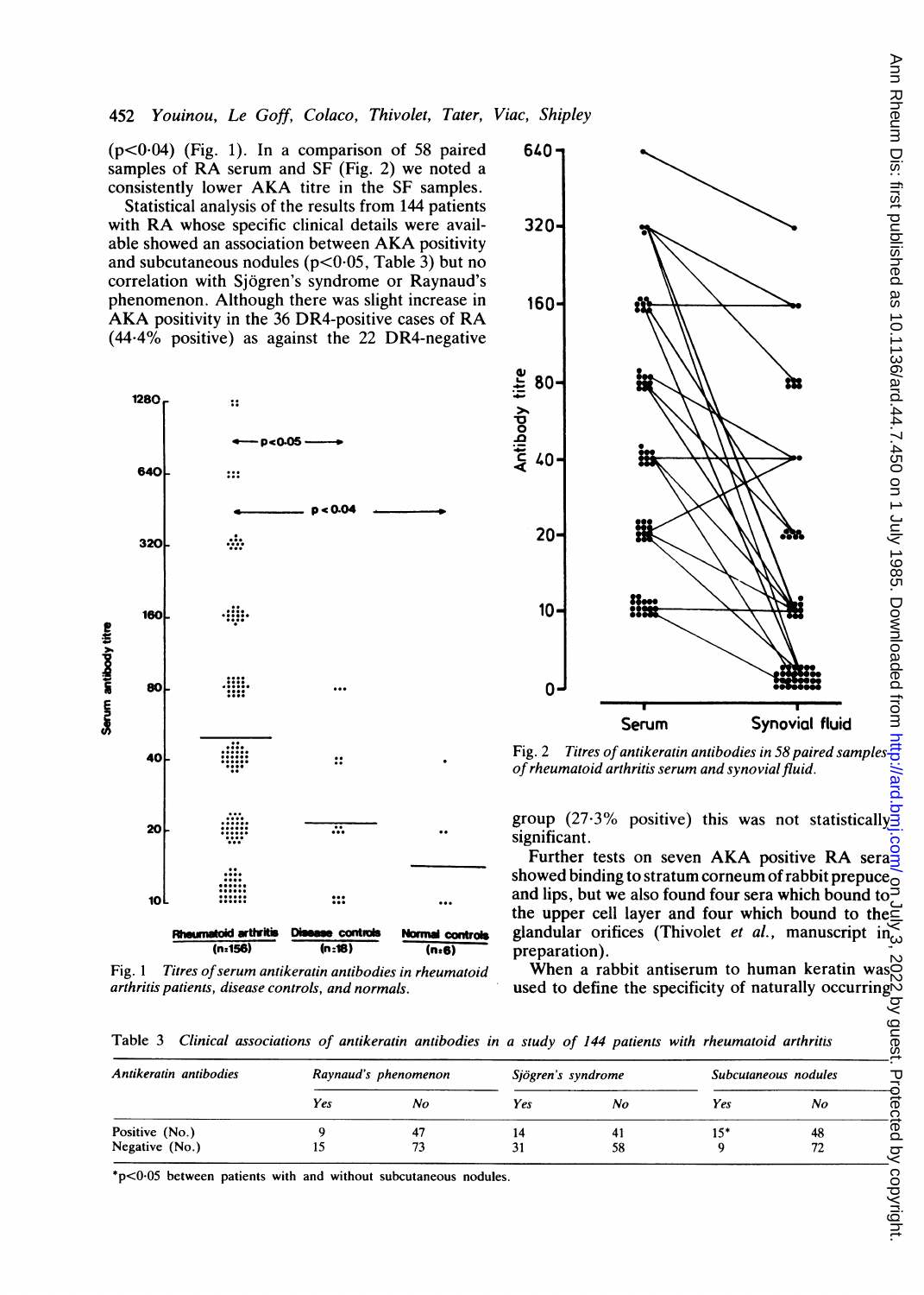(p<0·04) (Fig. 1). In a comparison of 58 paired samples of RA serum and SF (Fig. 2) we noted a consistently lower AKA titre in the SF samples.

Statistical analysis of the results from 144 patients with RA whose specific clinical details were available showed an association between AKA positivity and subcutaneous nodules (p<0·05, Table 3) but no correlation with Sjögren's syndrome or Raynaud's phenomenon. Although there was slight increase in AKA positivity in the 36 DR4-positive cases of RA (44·4% positive) as against the 22 DR4-negative group (27·3% positive) this was not statistically significant.

Fig. 1 *Titres of serum antikeratin antibodies in rheumatoid arthritis patients, disease controls, and normals.*

Fig. 2 *Titres of antikeratin antibodies in 58 paired samples of rheumatoid arthritis serum and synovial fluid.*

Further tests on seven AKA positive RA sera showed binding to stratum corneum of rabbit prepuce and lips, but we also found four sera which bound to the upper cell layer and four which bound to the glandular orifices (Thivolet *et al.*, manuscript in preparation).

When a rabbit antiserum to human keratin was used to define the specificity of naturally occurring

Table 3 *Clinical associations of antikeratin antibodies in a study of 144 patients with rheumatoid arthritis*

| Antikeratin antibodies | Raynaud's phenomenon | | Sjögren's syndrome | | Subcutaneous nodules | |
|---|---|---|---|---|---|---|
| | Yes | No | Yes | No | Yes | No |
| Positive (No.) | 9 | 47 | 14 | 41 | 15* | 48 |
| Negative (No.) | 15 | 73 | 31 | 58 | 9 | 72 |

*p<0·05 between patients with and without subcutaneous nodules.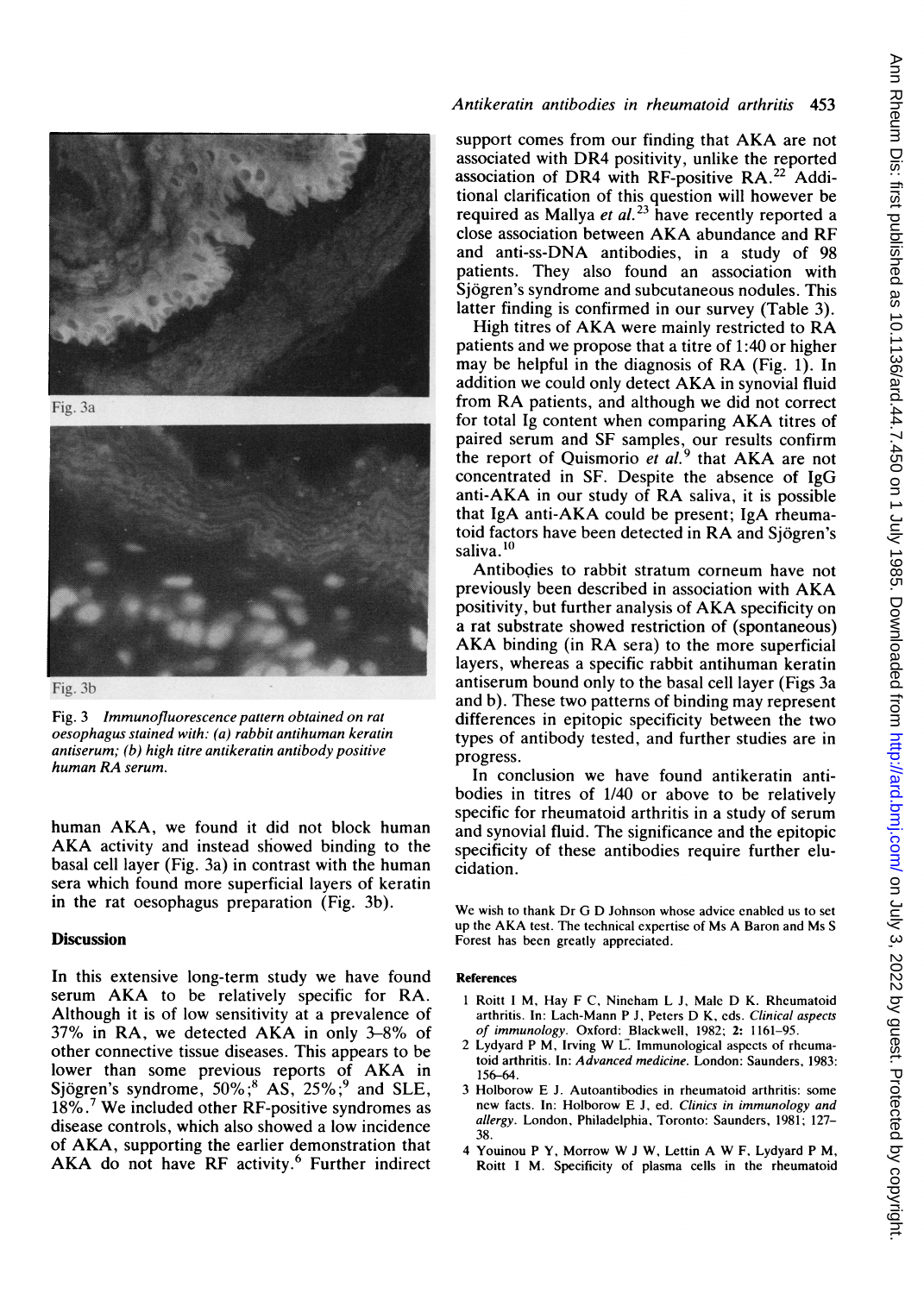Fig. 3a

Fig. 3b

Fig. 3 *Immunofluorescence pattern obtained on rat oesophagus stained with: (a) rabbit antihuman keratin antiserum; (b) high titre antikeratin antibody positive human RA serum.*

human AKA, we found it did not block human AKA activity and instead showed binding to the basal cell layer (Fig. 3a) in contrast with the human sera which found more superficial layers of keratin in the rat oesophagus preparation (Fig. 3b).

## Discussion

In this extensive long-term study we have found serum AKA to be relatively specific for RA. Although it is of low sensitivity at a prevalence of 37% in RA, we detected AKA in only 3–8% of other connective tissue diseases. This appears to be lower than some previous reports of AKA in Sjögren's syndrome, 50%;[8] AS, 25%;[9] and SLE, 18%.[7] We included other RF-positive syndromes as disease controls, which also showed a low incidence of AKA, supporting the earlier demonstration that AKA do not have RF activity.[6] Further indirect support comes from our finding that AKA are not associated with DR4 positivity, unlike the reported association of DR4 with RF-positive RA.[22] Additional clarification of this question will however be required as Mallya *et al.*[23] have recently reported a close association between AKA abundance and RF and anti-ss-DNA antibodies, in a study of 98 patients. They also found an association with Sjögren's syndrome and subcutaneous nodules. This latter finding is confirmed in our survey (Table 3).

High titres of AKA were mainly restricted to RA patients and we propose that a titre of 1:40 or higher may be helpful in the diagnosis of RA (Fig. 1). In addition we could only detect AKA in synovial fluid from RA patients, and although we did not correct for total Ig content when comparing AKA titres of paired serum and SF samples, our results confirm the report of Quismorio *et al.*[9] that AKA are not concentrated in SF. Despite the absence of IgG anti-AKA in our study of RA saliva, it is possible that IgA anti-AKA could be present; IgA rheumatoid factors have been detected in RA and Sjögren's saliva.[10]

Antibodies to rabbit stratum corneum have not previously been described in association with AKA positivity, but further analysis of AKA specificity on a rat substrate showed restriction of (spontaneous) AKA binding (in RA sera) to the more superficial layers, whereas a specific rabbit antihuman keratin antiserum bound only to the basal cell layer (Figs 3a and b). These two patterns of binding may represent differences in epitopic specificity between the two types of antibody tested, and further studies are in progress.

In conclusion we have found antikeratin antibodies in titres of 1/40 or above to be relatively specific for rheumatoid arthritis in a study of serum and synovial fluid. The significance and the epitopic specificity of these antibodies require further elucidation.

We wish to thank Dr G D Johnson whose advice enabled us to set up the AKA test. The technical expertise of Ms A Baron and Ms S Forest has been greatly appreciated.

### References

1. Roitt I M, Hay F C, Nineham L J, Male D K. Rheumatoid arthritis. In: Lach-Mann P J, Peters D K, eds. *Clinical aspects of immunology.* Oxford: Blackwell, 1982; **2:** 1161–95.
2. Lydyard P M, Irving W L. Immunological aspects of rheumatoid arthritis. In: *Advanced medicine.* London: Saunders, 1983: 156–64.
3. Holborow E J. Autoantibodies in rheumatoid arthritis: some new facts. In: Holborow E J, ed. *Clinics in immunology and allergy.* London, Philadelphia, Toronto: Saunders, 1981; 127–38.
4. Youinou P Y, Morrow W J W, Lettin A W F, Lydyard P M, Roitt I M. Specificity of plasma cells in the rheumatoid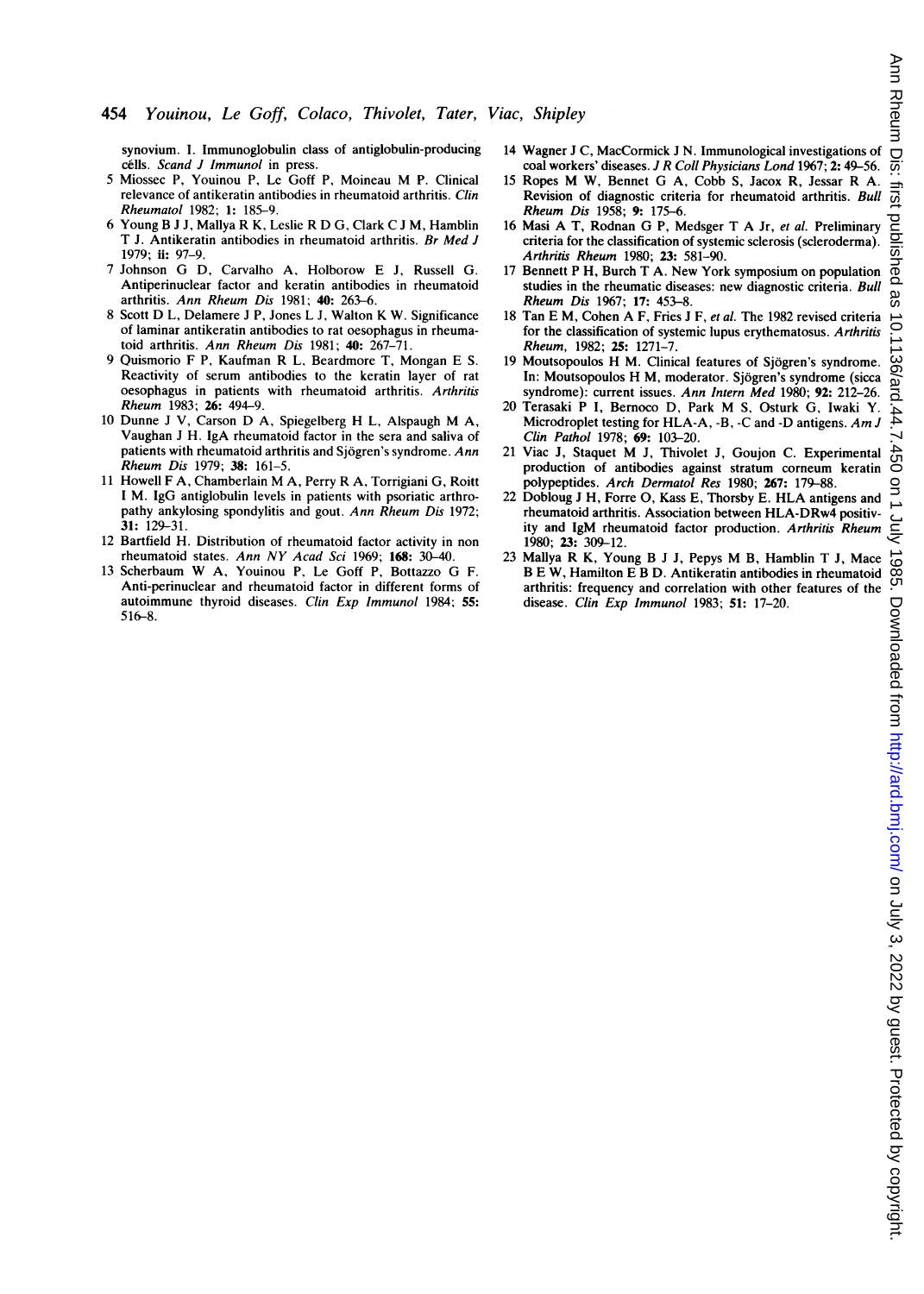synovium. I. Immunoglobulin class of antiglobulin-producing cells. *Scand J Immunol* in press.

5 Miossec P, Youinou P, Le Goff P, Moineau M P. Clinical relevance of antikeratin antibodies in rheumatoid arthritis. *Clin Rheumatol* 1982; **1:** 185–9.

6 Young B J J, Mallya R K, Leslie R D G, Clark C J M, Hamblin T J. Antikeratin antibodies in rheumatoid arthritis. *Br Med J* 1979; **ii:** 97–9.

7 Johnson G D, Carvalho A, Holborow E J, Russell G. Antiperinuclear factor and keratin antibodies in rheumatoid arthritis. *Ann Rheum Dis* 1981; **40:** 263–6.

8 Scott D L, Delamere J P, Jones L J, Walton K W. Significance of laminar antikeratin antibodies to rat oesophagus in rheumatoid arthritis. *Ann Rheum Dis* 1981; **40:** 267–71.

9 Quismorio F P, Kaufman R L, Beardmore T, Mongan E S. Reactivity of serum antibodies to the keratin layer of rat oesophagus in patients with rheumatoid arthritis. *Arthritis Rheum* 1983; **26:** 494–9.

10 Dunne J V, Carson D A, Spiegelberg H L, Alspaugh M A, Vaughan J H. IgA rheumatoid factor in the sera and saliva of patients with rheumatoid arthritis and Sjögren's syndrome. *Ann Rheum Dis* 1979; **38:** 161–5.

11 Howell F A, Chamberlain M A, Perry R A, Torrigiani G, Roitt I M. IgG antiglobulin levels in patients with psoriatic arthropathy ankylosing spondylitis and gout. *Ann Rheum Dis* 1972; **31:** 129–31.

12 Bartfield H. Distribution of rheumatoid factor activity in non rheumatoid states. *Ann NY Acad Sci* 1969; **168:** 30–40.

13 Scherbaum W A, Youinou P, Le Goff P, Bottazzo G F. Anti-perinuclear and rheumatoid factor in different forms of autoimmune thyroid diseases. *Clin Exp Immunol* 1984; **55:** 516–8.

14 Wagner J C, MacCormick J N. Immunological investigations of coal workers' diseases. *J R Coll Physicians Lond* 1967; **2:** 49–56.

15 Ropes M W, Bennet G A, Cobb S, Jacox R, Jessar R A. Revision of diagnostic criteria for rheumatoid arthritis. *Bull Rheum Dis* 1958; **9:** 175–6.

16 Masi A T, Rodnan G P, Medsger T A Jr, *et al.* Preliminary criteria for the classification of systemic sclerosis (scleroderma). *Arthritis Rheum* 1980; **23:** 581–90.

17 Bennett P H, Burch T A. New York symposium on population studies in the rheumatic diseases: new diagnostic criteria. *Bull Rheum Dis* 1967; **17:** 453–8.

18 Tan E M, Cohen A F, Fries J F, *et al.* The 1982 revised criteria for the classification of systemic lupus erythematosus. *Arthritis Rheum*, 1982; **25:** 1271–7.

19 Moutsopoulos H M. Clinical features of Sjögren's syndrome. In: Moutsopoulos H M, moderator. Sjögren's syndrome (sicca syndrome): current issues. *Ann Intern Med* 1980; **92:** 212–26.

20 Terasaki P I, Bernoco D, Park M S, Osturk G, Iwaki Y. Microdroplet testing for HLA-A, -B, -C and -D antigens. *Am J Clin Pathol* 1978; **69:** 103–20.

21 Viac J, Staquet M J, Thivolet J, Goujon C. Experimental production of antibodies against stratum corneum keratin polypeptides. *Arch Dermatol Res* 1980; **267:** 179–88.

22 Dobloug J H, Forre O, Kass E, Thorsby E. HLA antigens and rheumatoid arthritis. Association between HLA-DRw4 positivity and IgM rheumatoid factor production. *Arthritis Rheum* 1980; **23:** 309–12.

23 Mallya R K, Young B J J, Pepys M B, Hamblin T J, Mace B E W, Hamilton E B D. Antikeratin antibodies in rheumatoid arthritis: frequency and correlation with other features of the disease. *Clin Exp Immunol* 1983; **51:** 17–20.